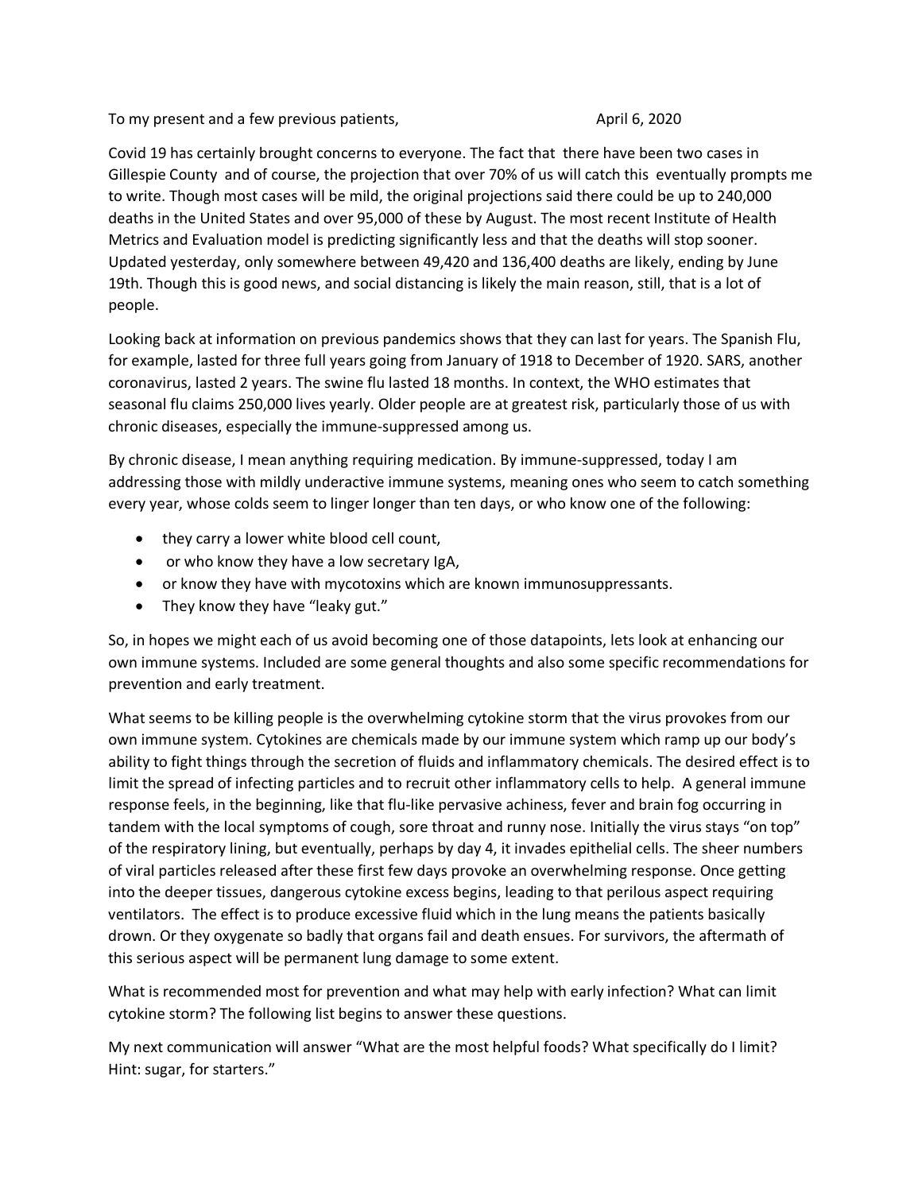To my present and a few previous patients, April 6, 2020

Covid 19 has certainly brought concerns to everyone. The fact that there have been two cases in Gillespie County and of course, the projection that over 70% of us will catch this eventually prompts me to write. Though most cases will be mild, the original projections said there could be up to 240,000 deaths in the United States and over 95,000 of these by August. The most recent Institute of Health Metrics and Evaluation model is predicting significantly less and that the deaths will stop sooner. Updated yesterday, only somewhere between 49,420 and 136,400 deaths are likely, ending by June 19th. Though this is good news, and social distancing is likely the main reason, still, that is a lot of people.

Looking back at information on previous pandemics shows that they can last for years. The Spanish Flu, for example, lasted for three full years going from January of 1918 to December of 1920. SARS, another coronavirus, lasted 2 years. The swine flu lasted 18 months. In context, the WHO estimates that seasonal flu claims 250,000 lives yearly. Older people are at greatest risk, particularly those of us with chronic diseases, especially the immune-suppressed among us.

By chronic disease, I mean anything requiring medication. By immune-suppressed, today I am addressing those with mildly underactive immune systems, meaning ones who seem to catch something every year, whose colds seem to linger longer than ten days, or who know one of the following:

- they carry a lower white blood cell count,
- or who know they have a low secretary IgA,
- or know they have with mycotoxins which are known immunosuppressants.
- They know they have "leaky gut."

So, in hopes we might each of us avoid becoming one of those datapoints, lets look at enhancing our own immune systems. Included are some general thoughts and also some specific recommendations for prevention and early treatment.

What seems to be killing people is the overwhelming cytokine storm that the virus provokes from our own immune system. Cytokines are chemicals made by our immune system which ramp up our body's ability to fight things through the secretion of fluids and inflammatory chemicals. The desired effect is to limit the spread of infecting particles and to recruit other inflammatory cells to help. A general immune response feels, in the beginning, like that flu-like pervasive achiness, fever and brain fog occurring in tandem with the local symptoms of cough, sore throat and runny nose. Initially the virus stays "on top" of the respiratory lining, but eventually, perhaps by day 4, it invades epithelial cells. The sheer numbers of viral particles released after these first few days provoke an overwhelming response. Once getting into the deeper tissues, dangerous cytokine excess begins, leading to that perilous aspect requiring ventilators. The effect is to produce excessive fluid which in the lung means the patients basically drown. Or they oxygenate so badly that organs fail and death ensues. For survivors, the aftermath of this serious aspect will be permanent lung damage to some extent.

What is recommended most for prevention and what may help with early infection? What can limit cytokine storm? The following list begins to answer these questions.

My next communication will answer "What are the most helpful foods? What specifically do I limit? Hint: sugar, for starters."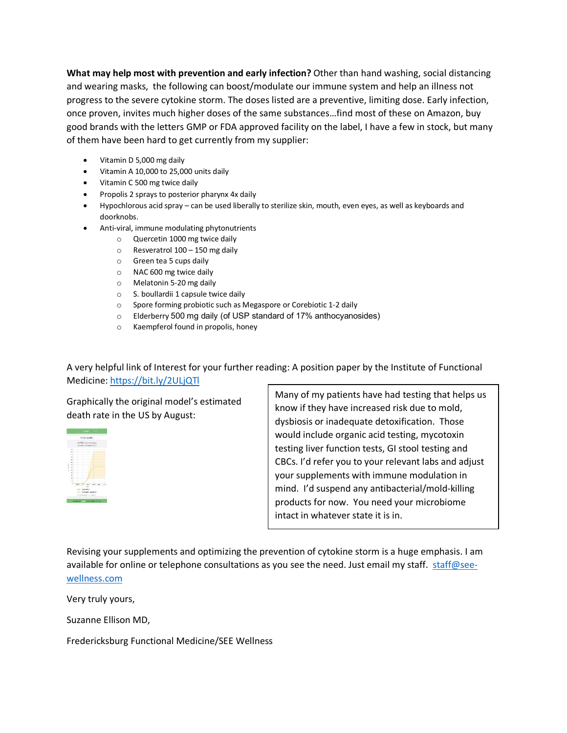**What may help most with prevention and early infection?** Other than hand washing, social distancing and wearing masks, the following can boost/modulate our immune system and help an illness not progress to the severe cytokine storm. The doses listed are a preventive, limiting dose. Early infection, once proven, invites much higher doses of the same substances…find most of these on Amazon, buy good brands with the letters GMP or FDA approved facility on the label, I have a few in stock, but many of them have been hard to get currently from my supplier:

- Vitamin D 5,000 mg daily
- Vitamin A 10,000 to 25,000 units daily
- Vitamin C 500 mg twice daily
- Propolis 2 sprays to posterior pharynx 4x daily
- Hypochlorous acid spray – can be used liberally to sterilize skin, mouth, even eyes, as well as keyboards and doorknobs.
- Anti-viral, immune modulating phytonutrients
  - Quercetin 1000 mg twice daily
  - Resveratrol 100 – 150 mg daily
  - Green tea 5 cups daily
  - NAC 600 mg twice daily
  - Melatonin 5-20 mg daily
  - S. boullardii 1 capsule twice daily
  - Spore forming probiotic such as Megaspore or Corebiotic 1-2 daily
  - Elderberry 500 mg daily (of USP standard of 17% anthocyanosides)
  - Kaempferol found in propolis, honey

A very helpful link of Interest for your further reading: A position paper by the Institute of Functional Medicine: https://bit.ly/2ULjQTl

Graphically the original model's estimated death rate in the US by August:

Many of my patients have had testing that helps us know if they have increased risk due to mold, dysbiosis or inadequate detoxification. Those would include organic acid testing, mycotoxin testing liver function tests, GI stool testing and CBCs. I'd refer you to your relevant labs and adjust your supplements with immune modulation in mind. I'd suspend any antibacterial/mold-killing products for now. You need your microbiome intact in whatever state it is in.

Revising your supplements and optimizing the prevention of cytokine storm is a huge emphasis. I am available for online or telephone consultations as you see the need. Just email my staff. staff@see-wellness.com

Very truly yours,

Suzanne Ellison MD,

Fredericksburg Functional Medicine/SEE Wellness